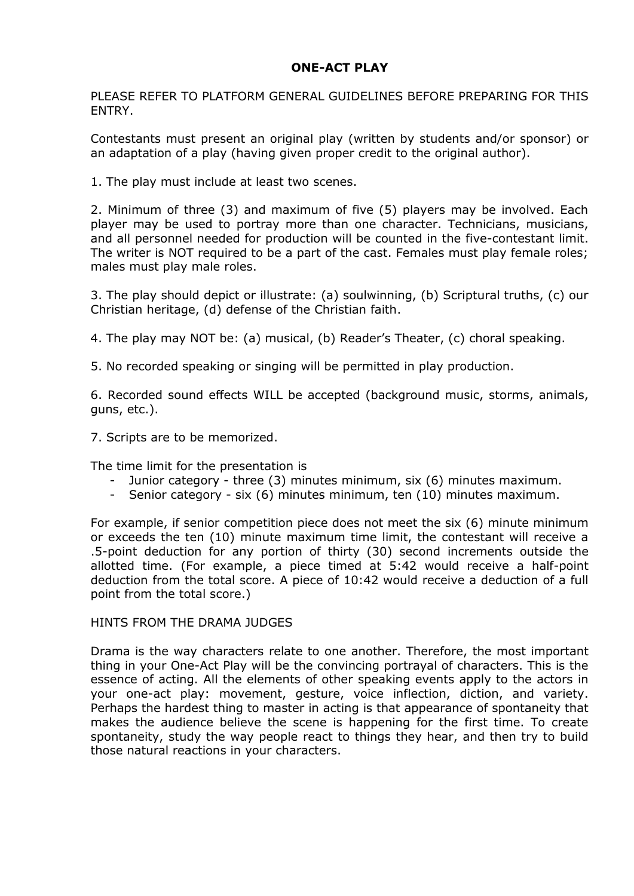# ONE-ACT PLAY

PLEASE REFER TO PLATFORM GENERAL GUIDELINES BEFORE PREPARING FOR THIS ENTRY.

Contestants must present an original play (written by students and/or sponsor) or an adaptation of a play (having given proper credit to the original author).

1. The play must include at least two scenes.

2. Minimum of three (3) and maximum of five (5) players may be involved. Each player may be used to portray more than one character. Technicians, musicians, and all personnel needed for production will be counted in the five-contestant limit. The writer is NOT required to be a part of the cast. Females must play female roles; males must play male roles.

3. The play should depict or illustrate: (a) soulwinning, (b) Scriptural truths, (c) our Christian heritage, (d) defense of the Christian faith.

4. The play may NOT be: (a) musical, (b) Reader's Theater, (c) choral speaking.

5. No recorded speaking or singing will be permitted in play production.

6. Recorded sound effects WILL be accepted (background music, storms, animals, guns, etc.).

7. Scripts are to be memorized.

The time limit for the presentation is

- Junior category - three (3) minutes minimum, six (6) minutes maximum.
- Senior category - six (6) minutes minimum, ten (10) minutes maximum.

For example, if senior competition piece does not meet the six (6) minute minimum or exceeds the ten (10) minute maximum time limit, the contestant will receive a .5-point deduction for any portion of thirty (30) second increments outside the allotted time. (For example, a piece timed at 5:42 would receive a half-point deduction from the total score. A piece of 10:42 would receive a deduction of a full point from the total score.)

HINTS FROM THE DRAMA JUDGES

Drama is the way characters relate to one another. Therefore, the most important thing in your One-Act Play will be the convincing portrayal of characters. This is the essence of acting. All the elements of other speaking events apply to the actors in your one-act play: movement, gesture, voice inflection, diction, and variety. Perhaps the hardest thing to master in acting is that appearance of spontaneity that makes the audience believe the scene is happening for the first time. To create spontaneity, study the way people react to things they hear, and then try to build those natural reactions in your characters.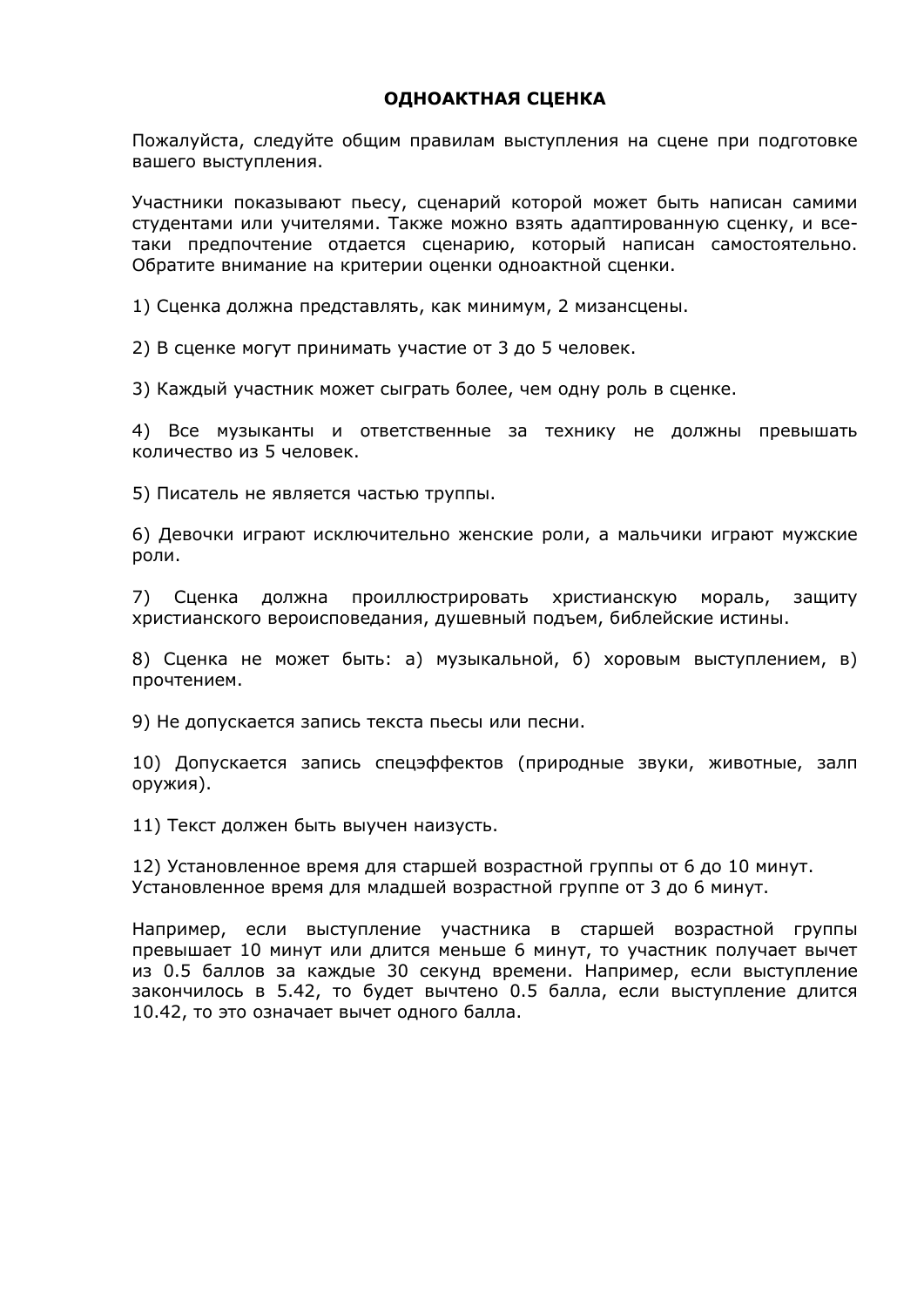## ОДНОАКТНАЯ СЦЕНКА

Пожалуйста, следуйте общим правилам выступления на сцене при подготовке вашего выступления.

Участники показывают пьесу, сценарий которой может быть написан самими студентами или учителями. Также можно взять адаптированную сценку, и все-таки предпочтение отдается сценарию, который написан самостоятельно. Обратите внимание на критерии оценки одноактной сценки.

1) Сценка должна представлять, как минимум, 2 мизансцены.

2) В сценке могут принимать участие от 3 до 5 человек.

3) Каждый участник может сыграть более, чем одну роль в сценке.

4) Все музыканты и ответственные за технику не должны превышать количество из 5 человек.

5) Писатель не является частью труппы.

6) Девочки играют исключительно женские роли, а мальчики играют мужские роли.

7) Сценка должна проиллюстрировать христианскую мораль, защиту христианского вероисповедания, душевный подъем, библейские истины.

8) Сценка не может быть: а) музыкальной, б) хоровым выступлением, в) прочтением.

9) Не допускается запись текста пьесы или песни.

10) Допускается запись спецэффектов (природные звуки, животные, залп оружия).

11) Текст должен быть выучен наизусть.

12) Установленное время для старшей возрастной группы от 6 до 10 минут.
Установленное время для младшей возрастной группе от 3 до 6 минут.

Например, если выступление участника в старшей возрастной группы превышает 10 минут или длится меньше 6 минут, то участник получает вычет из 0.5 баллов за каждые 30 секунд времени. Например, если выступление закончилось в 5.42, то будет вычтено 0.5 балла, если выступление длится 10.42, то это означает вычет одного балла.